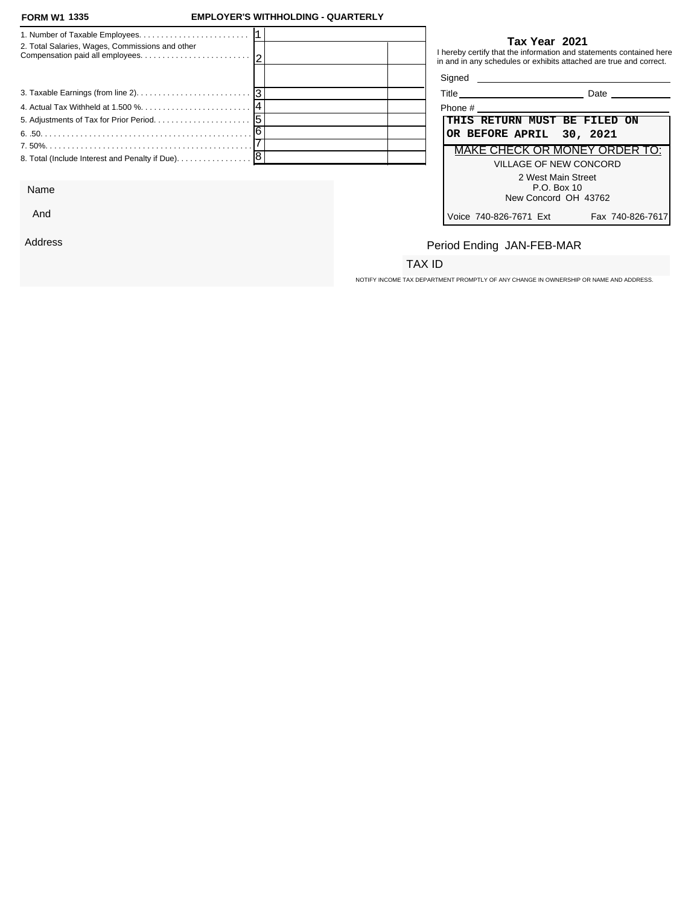**FORM W1 1335** **EMPLOYER'S WITHHOLDING - QUARTERLY**

| | | | |
|---|---|---|---|
| 1. Number of Taxable Employees. | 1 | | |
| 2. Total Salaries, Wages, Commissions and other Compensation paid all employees. | 2 | | |
| | | | |
| 3. Taxable Earnings (from line 2). | 3 | | |
| 4. Actual Tax Withheld at 1.500 %. | 4 | | |
| 5. Adjustments of Tax for Prior Period. | 5 | | |
| 6. .50. | 6 | | |
| 7. 50%. | 7 | | |
| 8. Total (Include Interest and Penalty if Due). | 8 | | |

**Tax Year 2021**

I hereby certify that the information and statements contained here in and in any schedules or exhibits attached are true and correct.

Signed ______________________

Title ______________________ Date __________

Phone # ______________________

**THIS RETURN MUST BE FILED ON OR BEFORE APRIL 30, 2021**

MAKE CHECK OR MONEY ORDER TO:

VILLAGE OF NEW CONCORD
2 West Main Street
P.O. Box 10
New Concord OH 43762

Voice 740-826-7671 Ext Fax 740-826-7617

Name

And

Address

Period Ending JAN-FEB-MAR

TAX ID

NOTIFY INCOME TAX DEPARTMENT PROMPTLY OF ANY CHANGE IN OWNERSHIP OR NAME AND ADDRESS.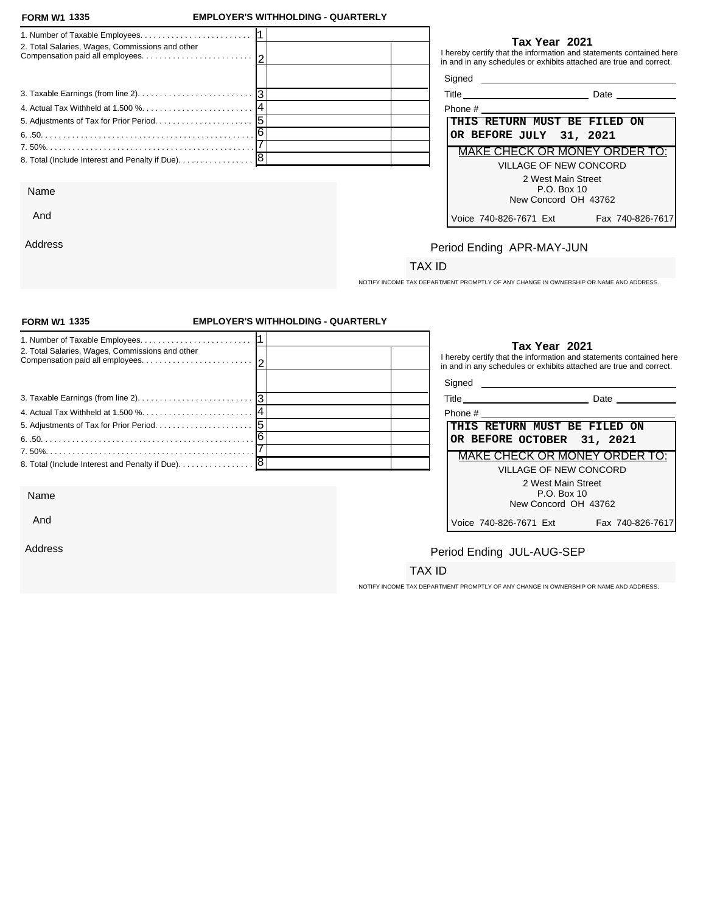**FORM W1 1335** **EMPLOYER'S WITHHOLDING - QUARTERLY**

| | | | |
|---|---|---|---|
| 1. Number of Taxable Employees. | 1 | | |
| 2. Total Salaries, Wages, Commissions and other Compensation paid all employees. | 2 | | |
| | | | |
| 3. Taxable Earnings (from line 2). | 3 | | |
| 4. Actual Tax Withheld at 1.500 %. | 4 | | |
| 5. Adjustments of Tax for Prior Period. | 5 | | |
| 6. .50. | 6 | | |
| 7. 50%. | 7 | | |
| 8. Total (Include Interest and Penalty if Due). | 8 | | |

**Tax Year 2021**

I hereby certify that the information and statements contained here in and in any schedules or exhibits attached are true and correct.

Signed \_\_\_\_\_\_\_\_\_\_\_\_\_\_\_\_\_\_\_\_

Title \_\_\_\_\_\_\_\_\_\_\_\_ Date \_\_\_\_\_\_\_\_

Phone # \_\_\_\_\_\_\_\_\_\_\_\_\_\_\_\_\_\_\_\_

**THIS RETURN MUST BE FILED ON OR BEFORE JULY 31, 2021**

MAKE CHECK OR MONEY ORDER TO:

VILLAGE OF NEW CONCORD
2 West Main Street
P.O. Box 10
New Concord OH 43762

Voice 740-826-7671 Ext Fax 740-826-7617

Name

And

Address

Period Ending APR-MAY-JUN

TAX ID

NOTIFY INCOME TAX DEPARTMENT PROMPTLY OF ANY CHANGE IN OWNERSHIP OR NAME AND ADDRESS.

---

**FORM W1 1335** **EMPLOYER'S WITHHOLDING - QUARTERLY**

| | | | |
|---|---|---|---|
| 1. Number of Taxable Employees. | 1 | | |
| 2. Total Salaries, Wages, Commissions and other Compensation paid all employees. | 2 | | |
| | | | |
| 3. Taxable Earnings (from line 2). | 3 | | |
| 4. Actual Tax Withheld at 1.500 %. | 4 | | |
| 5. Adjustments of Tax for Prior Period. | 5 | | |
| 6. .50. | 6 | | |
| 7. 50%. | 7 | | |
| 8. Total (Include Interest and Penalty if Due). | 8 | | |

**Tax Year 2021**

I hereby certify that the information and statements contained here in and in any schedules or exhibits attached are true and correct.

Signed \_\_\_\_\_\_\_\_\_\_\_\_\_\_\_\_\_\_\_\_

Title \_\_\_\_\_\_\_\_\_\_\_\_ Date \_\_\_\_\_\_\_\_

Phone # \_\_\_\_\_\_\_\_\_\_\_\_\_\_\_\_\_\_\_\_

**THIS RETURN MUST BE FILED ON OR BEFORE OCTOBER 31, 2021**

MAKE CHECK OR MONEY ORDER TO:

VILLAGE OF NEW CONCORD
2 West Main Street
P.O. Box 10
New Concord OH 43762

Voice 740-826-7671 Ext Fax 740-826-7617

Name

And

Address

Period Ending JUL-AUG-SEP

TAX ID

NOTIFY INCOME TAX DEPARTMENT PROMPTLY OF ANY CHANGE IN OWNERSHIP OR NAME AND ADDRESS.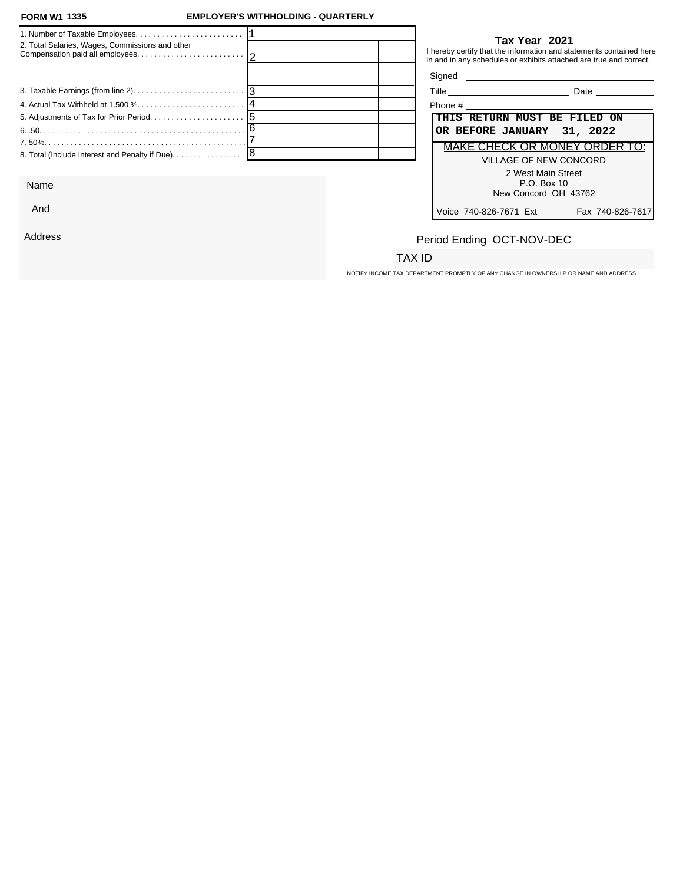**FORM W1 1335** **EMPLOYER'S WITHHOLDING - QUARTERLY**

| | | | |
|---|---|---|---|
| 1. Number of Taxable Employees. | 1 | | |
| 2. Total Salaries, Wages, Commissions and other Compensation paid all employees. | 2 | | |
| | | | |
| 3. Taxable Earnings (from line 2). | 3 | | |
| 4. Actual Tax Withheld at 1.500 %. | 4 | | |
| 5. Adjustments of Tax for Prior Period. | 5 | | |
| 6. .50. | 6 | | |
| 7. 50%. | 7 | | |
| 8. Total (Include Interest and Penalty if Due). | 8 | | |

**Tax Year 2021**

I hereby certify that the information and statements contained here in and in any schedules or exhibits attached are true and correct.

Signed ______________________

Title ______________________ Date ____________

Phone # ______________________

**THIS RETURN MUST BE FILED ON OR BEFORE JANUARY 31, 2022**

MAKE CHECK OR MONEY ORDER TO:

VILLAGE OF NEW CONCORD
2 West Main Street
P.O. Box 10
New Concord OH 43762

Voice 740-826-7671 Ext Fax 740-826-7617

Name

And

Address

Period Ending OCT-NOV-DEC

TAX ID

NOTIFY INCOME TAX DEPARTMENT PROMPTLY OF ANY CHANGE IN OWNERSHIP OR NAME AND ADDRESS.